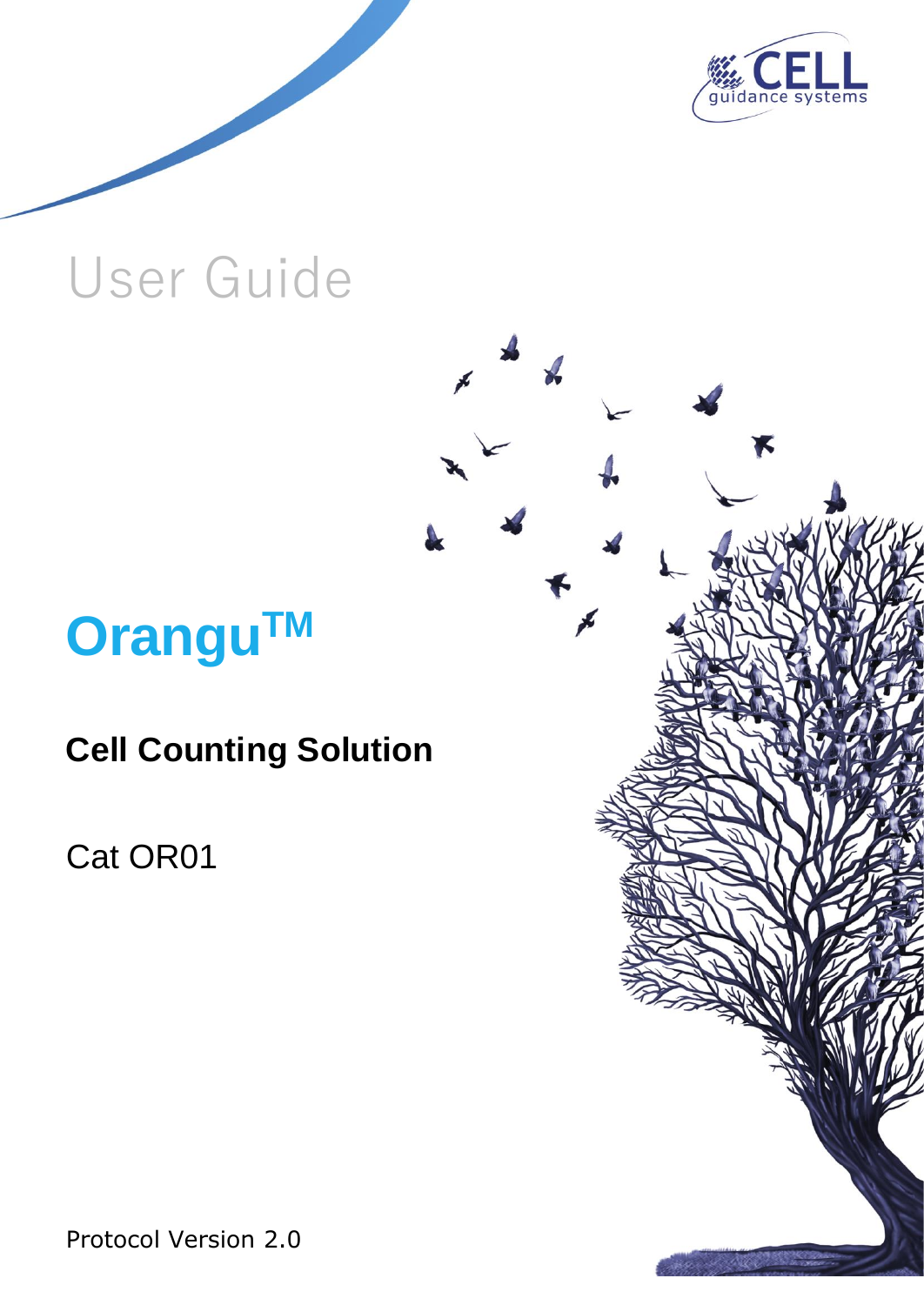CELL guidance systems

User Guide

# Orangu™

## Cell Counting Solution

Cat OR01

Protocol Version 2.0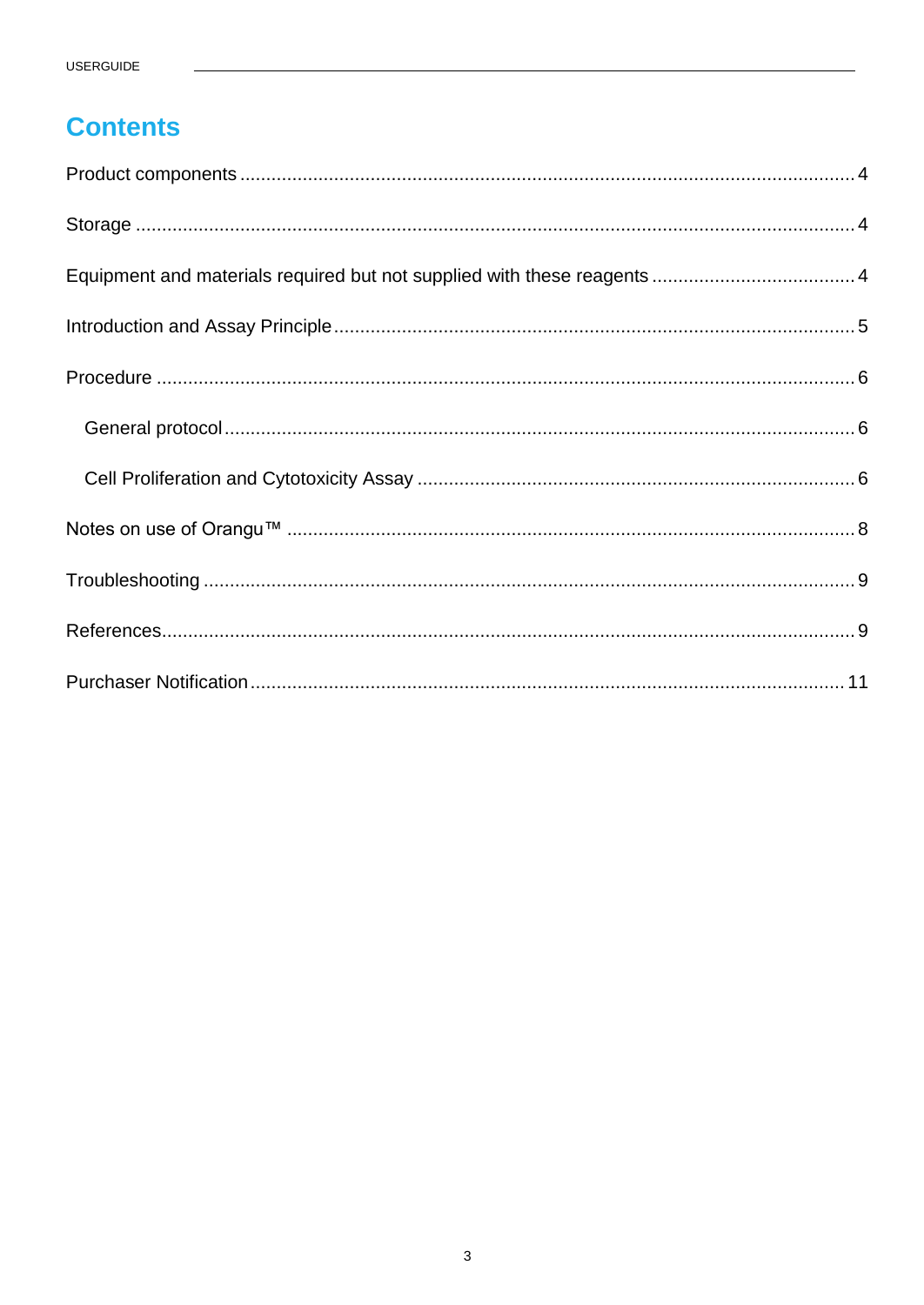# Contents

Product components ........................................................................................................ 4

Storage ........................................................................................................................... 4

Equipment and materials required but not supplied with these reagents ...................................... 4

Introduction and Assay Principle ..................................................................................... 5

Procedure ....................................................................................................................... 6

  General protocol ........................................................................................................... 6

  Cell Proliferation and Cytotoxicity Assay ....................................................................... 6

Notes on use of Orangu™ ................................................................................................ 8

Troubleshooting ............................................................................................................... 9

References ....................................................................................................................... 9

Purchaser Notification .................................................................................................... 11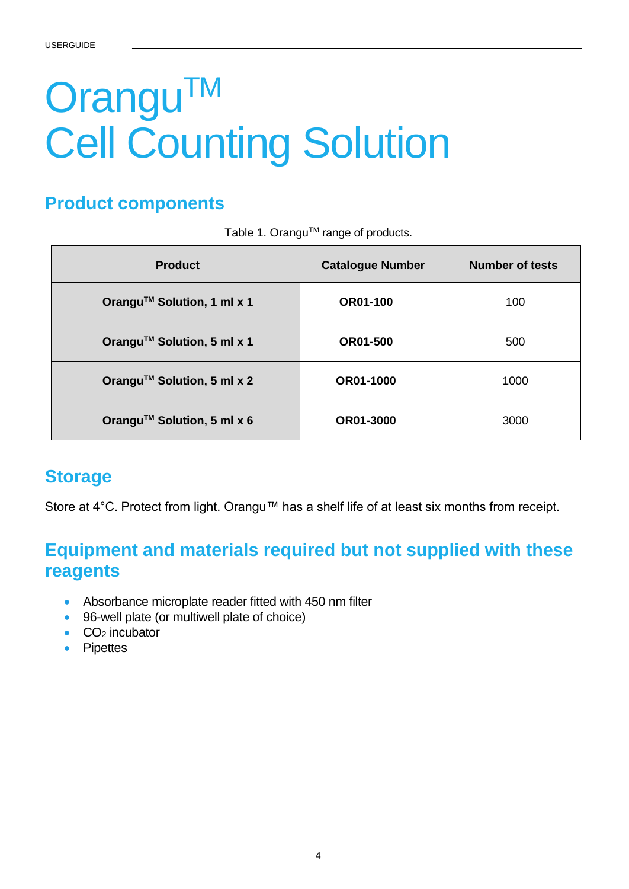# Orangu™
# Cell Counting Solution

## Product components

Table 1. Orangu™ range of products.

| Product | Catalogue Number | Number of tests |
| --- | --- | --- |
| **Orangu™ Solution, 1 ml x 1** | **OR01-100** | 100 |
| **Orangu™ Solution, 5 ml x 1** | **OR01-500** | 500 |
| **Orangu™ Solution, 5 ml x 2** | **OR01-1000** | 1000 |
| **Orangu™ Solution, 5 ml x 6** | **OR01-3000** | 3000 |

## Storage

Store at 4°C. Protect from light. Orangu™ has a shelf life of at least six months from receipt.

## Equipment and materials required but not supplied with these reagents

- Absorbance microplate reader fitted with 450 nm filter
- 96-well plate (or multiwell plate of choice)
- $CO_2$ incubator
- Pipettes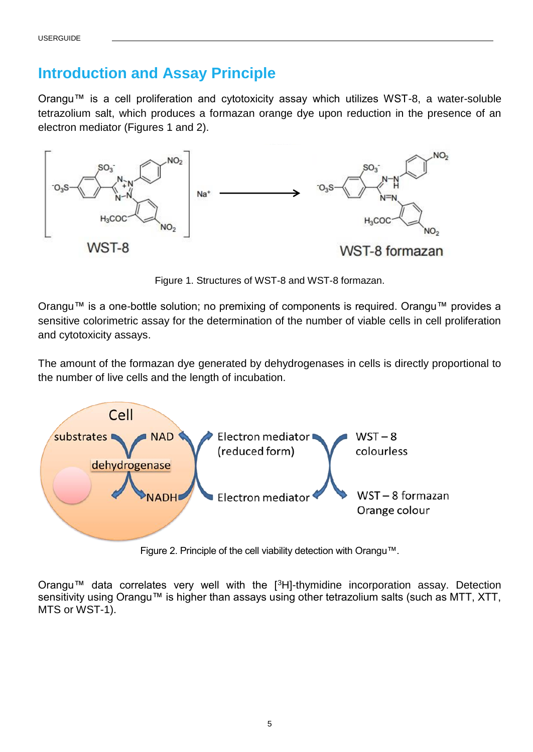## Introduction and Assay Principle

Orangu™ is a cell proliferation and cytotoxicity assay which utilizes WST-8, a water-soluble tetrazolium salt, which produces a formazan orange dye upon reduction in the presence of an electron mediator (Figures 1 and 2).

Figure 1. Structures of WST-8 and WST-8 formazan.

Orangu™ is a one-bottle solution; no premixing of components is required. Orangu™ provides a sensitive colorimetric assay for the determination of the number of viable cells in cell proliferation and cytotoxicity assays.

The amount of the formazan dye generated by dehydrogenases in cells is directly proportional to the number of live cells and the length of incubation.

Figure 2. Principle of the cell viability detection with Orangu™.

Orangu™ data correlates very well with the [$^{3}$H]-thymidine incorporation assay. Detection sensitivity using Orangu™ is higher than assays using other tetrazolium salts (such as MTT, XTT, MTS or WST-1).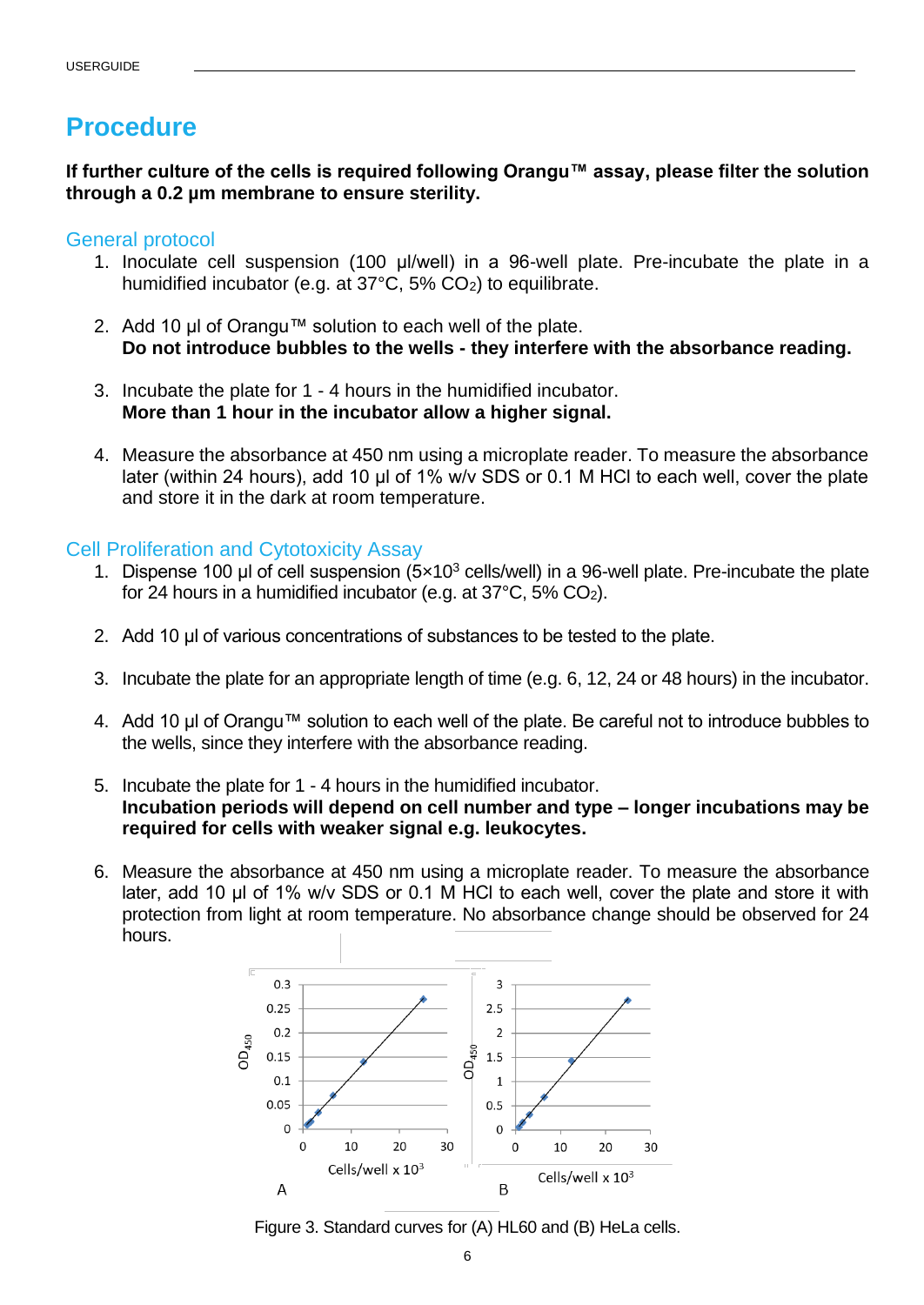# Procedure

**If further culture of the cells is required following Orangu™ assay, please filter the solution through a 0.2 µm membrane to ensure sterility.**

## General protocol

1. Inoculate cell suspension (100 µl/well) in a 96-well plate. Pre-incubate the plate in a humidified incubator (e.g. at 37°C, 5% $CO_2$) to equilibrate.

2. Add 10 µl of Orangu™ solution to each well of the plate.
   **Do not introduce bubbles to the wells - they interfere with the absorbance reading.**

3. Incubate the plate for 1 - 4 hours in the humidified incubator.
   **More than 1 hour in the incubator allow a higher signal.**

4. Measure the absorbance at 450 nm using a microplate reader. To measure the absorbance later (within 24 hours), add 10 µl of 1% w/v SDS or 0.1 M HCl to each well, cover the plate and store it in the dark at room temperature.

## Cell Proliferation and Cytotoxicity Assay

1. Dispense 100 µl of cell suspension ($5 \times 10^3$ cells/well) in a 96-well plate. Pre-incubate the plate for 24 hours in a humidified incubator (e.g. at 37°C, 5% $CO_2$).

2. Add 10 µl of various concentrations of substances to be tested to the plate.

3. Incubate the plate for an appropriate length of time (e.g. 6, 12, 24 or 48 hours) in the incubator.

4. Add 10 µl of Orangu™ solution to each well of the plate. Be careful not to introduce bubbles to the wells, since they interfere with the absorbance reading.

5. Incubate the plate for 1 - 4 hours in the humidified incubator.
   **Incubation periods will depend on cell number and type – longer incubations may be required for cells with weaker signal e.g. leukocytes.**

6. Measure the absorbance at 450 nm using a microplate reader. To measure the absorbance later, add 10 µl of 1% w/v SDS or 0.1 M HCl to each well, cover the plate and store it with protection from light at room temperature. No absorbance change should be observed for 24 hours.

Figure 3. Standard curves for (A) HL60 and (B) HeLa cells.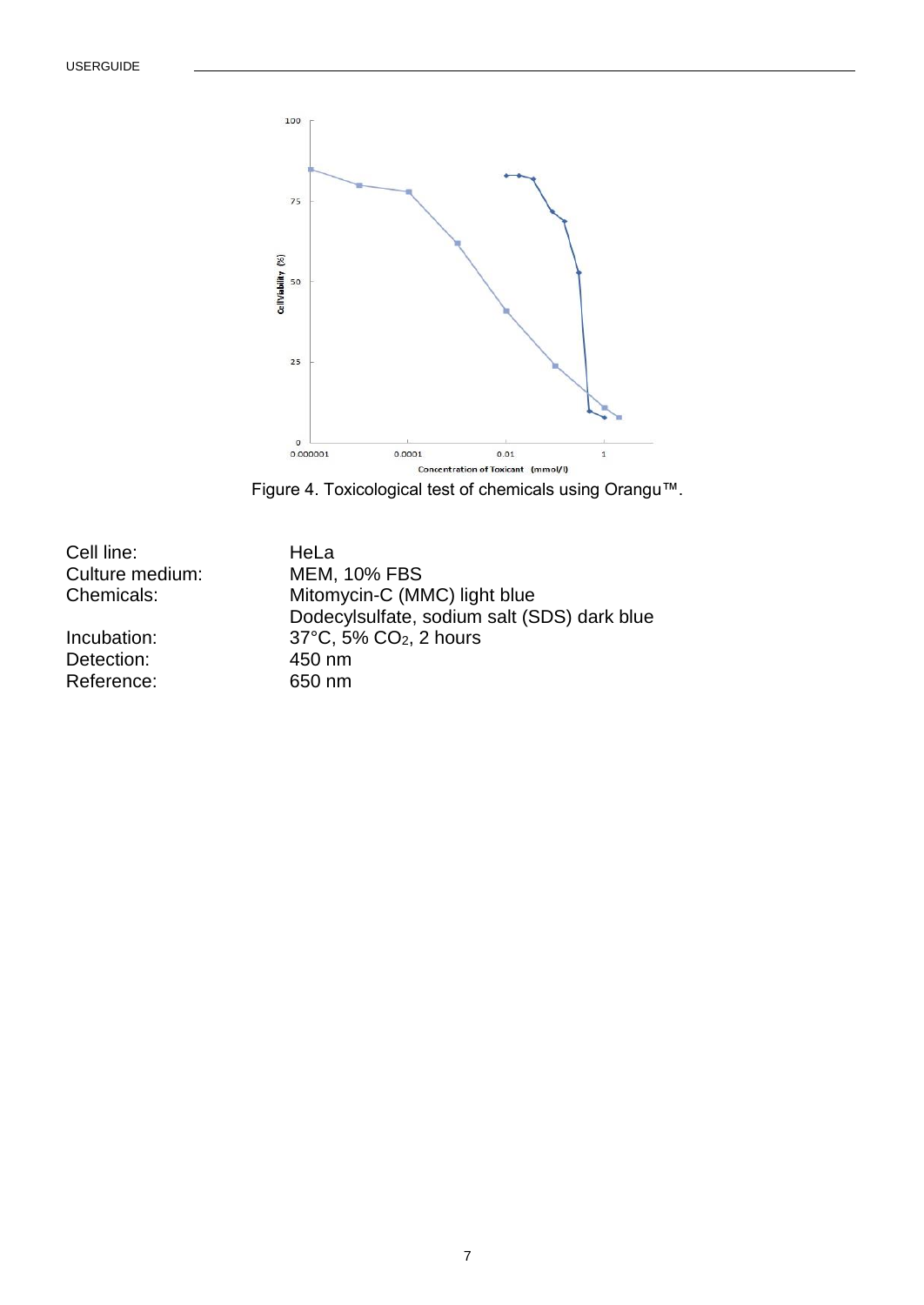Figure 4. Toxicological test of chemicals using Orangu™.

| | |
|---|---|
| Cell line: | HeLa |
| Culture medium: | MEM, 10% FBS |
| Chemicals: | Mitomycin-C (MMC) light blue |
| | Dodecylsulfate, sodium salt (SDS) dark blue |
| Incubation: | 37°C, 5% $CO_2$, 2 hours |
| Detection: | 450 nm |
| Reference: | 650 nm |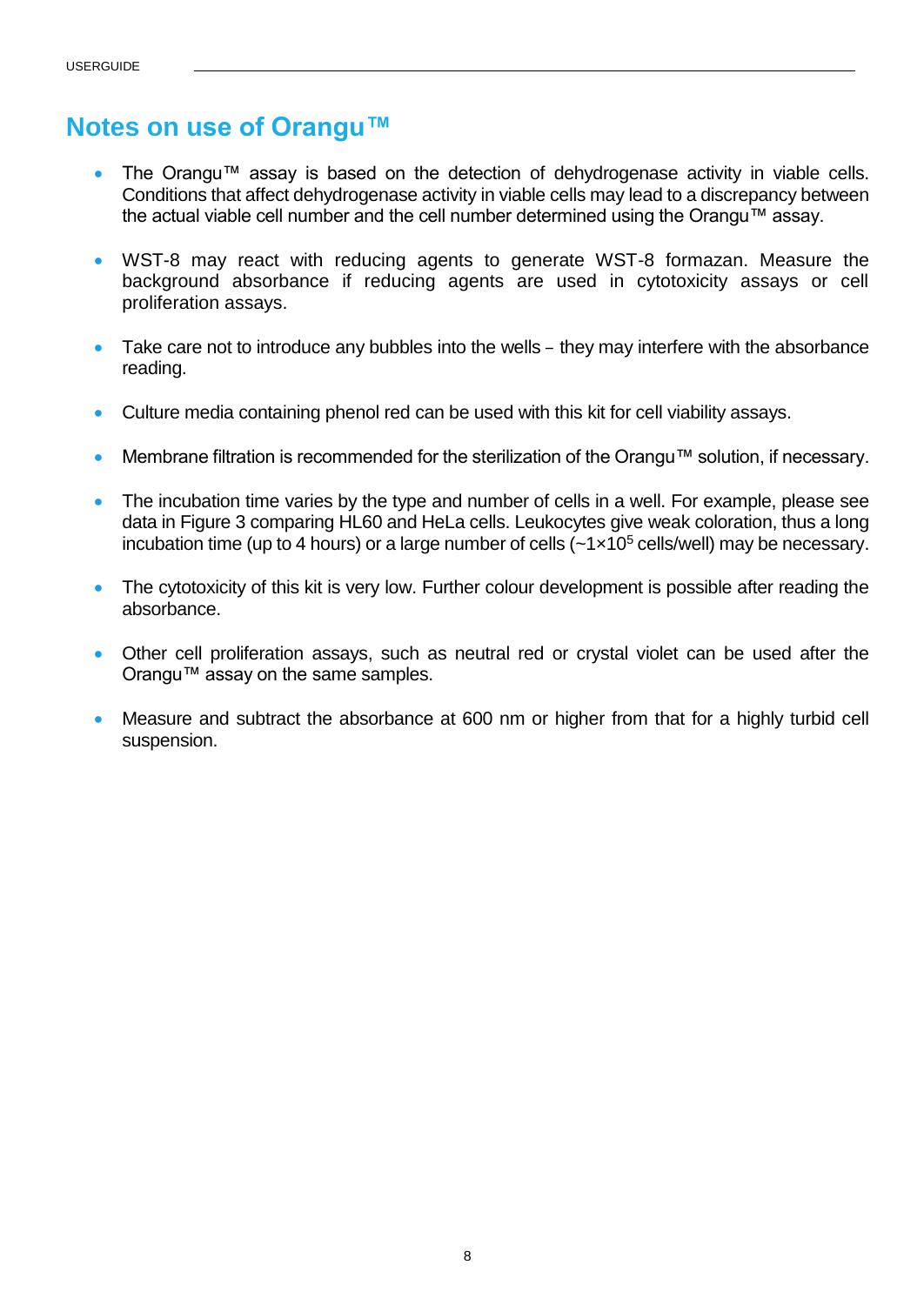## Notes on use of Orangu™

- The Orangu™ assay is based on the detection of dehydrogenase activity in viable cells. Conditions that affect dehydrogenase activity in viable cells may lead to a discrepancy between the actual viable cell number and the cell number determined using the Orangu™ assay.

- WST-8 may react with reducing agents to generate WST-8 formazan. Measure the background absorbance if reducing agents are used in cytotoxicity assays or cell proliferation assays.

- Take care not to introduce any bubbles into the wells – they may interfere with the absorbance reading.

- Culture media containing phenol red can be used with this kit for cell viability assays.

- Membrane filtration is recommended for the sterilization of the Orangu™ solution, if necessary.

- The incubation time varies by the type and number of cells in a well. For example, please see data in Figure 3 comparing HL60 and HeLa cells. Leukocytes give weak coloration, thus a long incubation time (up to 4 hours) or a large number of cells (~$1×10^5$ cells/well) may be necessary.

- The cytotoxicity of this kit is very low. Further colour development is possible after reading the absorbance.

- Other cell proliferation assays, such as neutral red or crystal violet can be used after the Orangu™ assay on the same samples.

- Measure and subtract the absorbance at 600 nm or higher from that for a highly turbid cell suspension.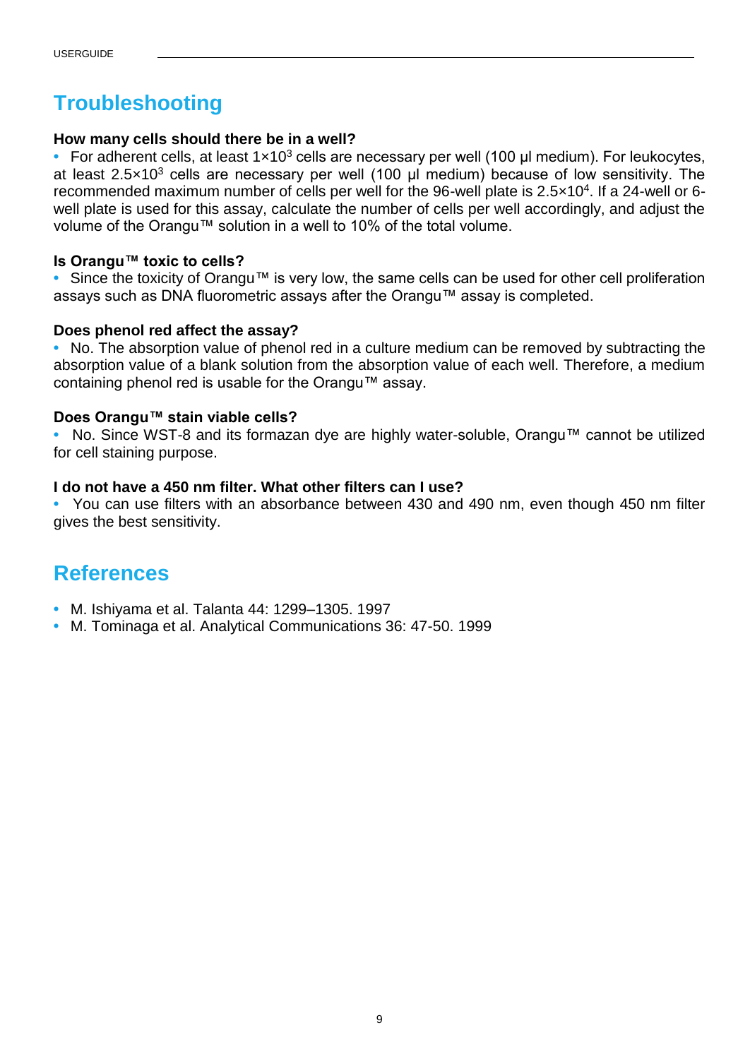# Troubleshooting

### How many cells should there be in a well?

- For adherent cells, at least $1 \times 10^3$ cells are necessary per well (100 µl medium). For leukocytes, at least $2.5 \times 10^3$ cells are necessary per well (100 µl medium) because of low sensitivity. The recommended maximum number of cells per well for the 96-well plate is $2.5 \times 10^4$. If a 24-well or 6-well plate is used for this assay, calculate the number of cells per well accordingly, and adjust the volume of the Orangu™ solution in a well to 10% of the total volume.

### Is Orangu™ toxic to cells?

- Since the toxicity of Orangu™ is very low, the same cells can be used for other cell proliferation assays such as DNA fluorometric assays after the Orangu™ assay is completed.

### Does phenol red affect the assay?

- No. The absorption value of phenol red in a culture medium can be removed by subtracting the absorption value of a blank solution from the absorption value of each well. Therefore, a medium containing phenol red is usable for the Orangu™ assay.

### Does Orangu™ stain viable cells?

- No. Since WST-8 and its formazan dye are highly water-soluble, Orangu™ cannot be utilized for cell staining purpose.

### I do not have a 450 nm filter. What other filters can I use?

- You can use filters with an absorbance between 430 and 490 nm, even though 450 nm filter gives the best sensitivity.

# References

- M. Ishiyama et al. Talanta 44: 1299–1305. 1997
- M. Tominaga et al. Analytical Communications 36: 47-50. 1999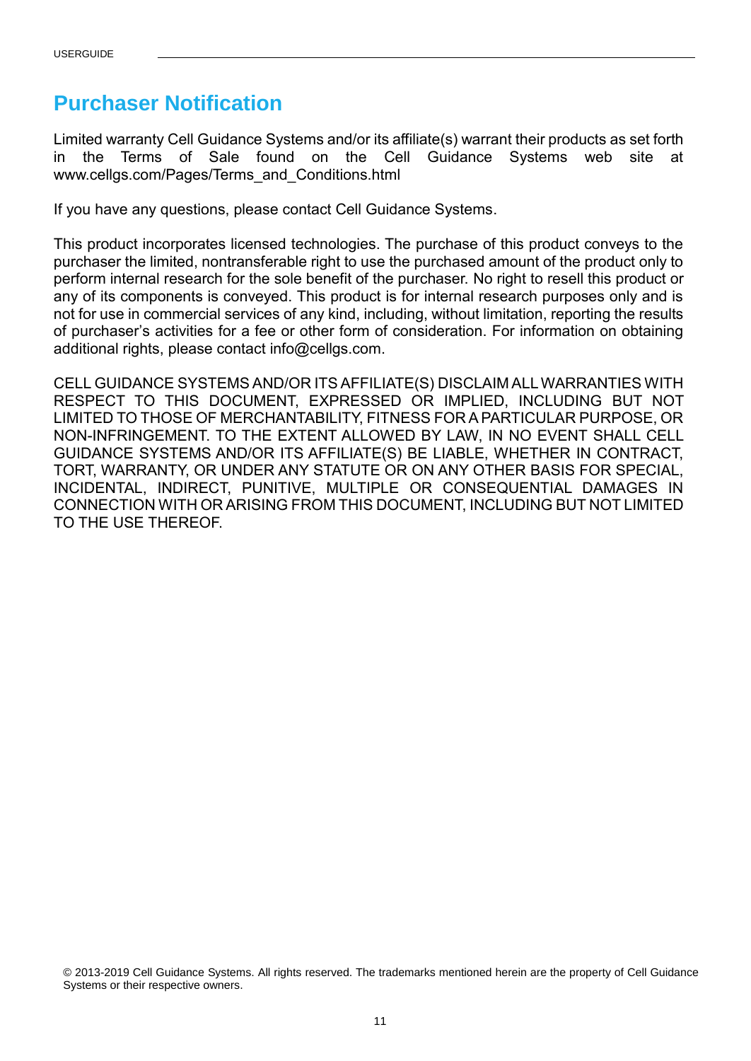# Purchaser Notification

Limited warranty Cell Guidance Systems and/or its affiliate(s) warrant their products as set forth in the Terms of Sale found on the Cell Guidance Systems web site at www.cellgs.com/Pages/Terms_and_Conditions.html

If you have any questions, please contact Cell Guidance Systems.

This product incorporates licensed technologies. The purchase of this product conveys to the purchaser the limited, nontransferable right to use the purchased amount of the product only to perform internal research for the sole benefit of the purchaser. No right to resell this product or any of its components is conveyed. This product is for internal research purposes only and is not for use in commercial services of any kind, including, without limitation, reporting the results of purchaser's activities for a fee or other form of consideration. For information on obtaining additional rights, please contact info@cellgs.com.

CELL GUIDANCE SYSTEMS AND/OR ITS AFFILIATE(S) DISCLAIM ALL WARRANTIES WITH RESPECT TO THIS DOCUMENT, EXPRESSED OR IMPLIED, INCLUDING BUT NOT LIMITED TO THOSE OF MERCHANTABILITY, FITNESS FOR A PARTICULAR PURPOSE, OR NON-INFRINGEMENT. TO THE EXTENT ALLOWED BY LAW, IN NO EVENT SHALL CELL GUIDANCE SYSTEMS AND/OR ITS AFFILIATE(S) BE LIABLE, WHETHER IN CONTRACT, TORT, WARRANTY, OR UNDER ANY STATUTE OR ON ANY OTHER BASIS FOR SPECIAL, INCIDENTAL, INDIRECT, PUNITIVE, MULTIPLE OR CONSEQUENTIAL DAMAGES IN CONNECTION WITH OR ARISING FROM THIS DOCUMENT, INCLUDING BUT NOT LIMITED TO THE USE THEREOF.

© 2013-2019 Cell Guidance Systems. All rights reserved. The trademarks mentioned herein are the property of Cell Guidance Systems or their respective owners.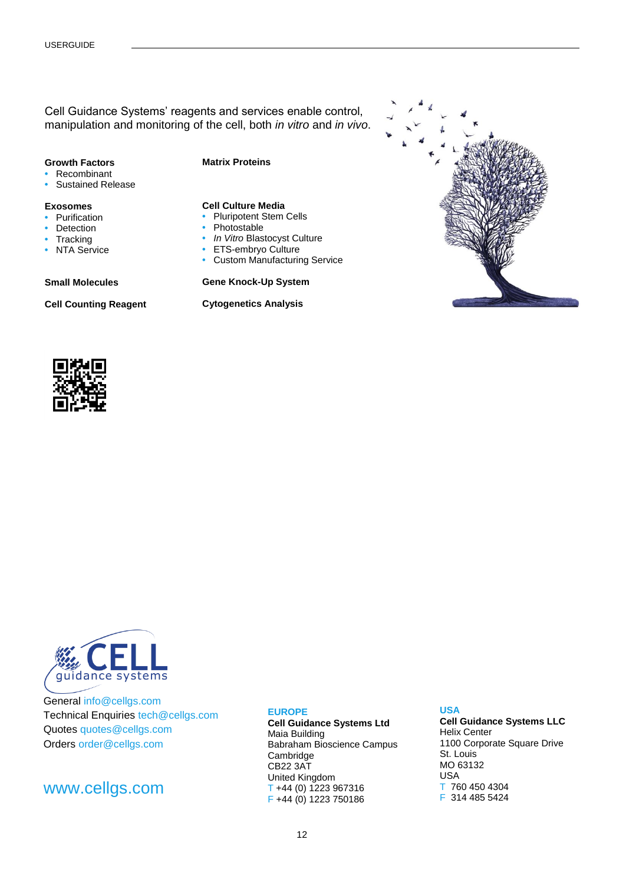Cell Guidance Systems' reagents and services enable control, manipulation and monitoring of the cell, both *in vitro* and *in vivo*.

**Growth Factors**
- Recombinant
- Sustained Release

**Exosomes**
- Purification
- Detection
- Tracking
- NTA Service

**Small Molecules**

**Cell Counting Reagent**

**Matrix Proteins**

**Cell Culture Media**
- Pluripotent Stem Cells
- Photostable
- *In Vitro* Blastocyst Culture
- ETS-embryo Culture
- Custom Manufacturing Service

**Gene Knock-Up System**

**Cytogenetics Analysis**

General info@cellgs.com
Technical Enquiries tech@cellgs.com
Quotes quotes@cellgs.com
Orders order@cellgs.com

www.cellgs.com

**EUROPE**
**Cell Guidance Systems Ltd**
Maia Building
Babraham Bioscience Campus
Cambridge
CB22 3AT
United Kingdom
T +44 (0) 1223 967316
F +44 (0) 1223 750186

**USA**
**Cell Guidance Systems LLC**
Helix Center
1100 Corporate Square Drive
St. Louis
MO 63132
USA
T 760 450 4304
F 314 485 5424